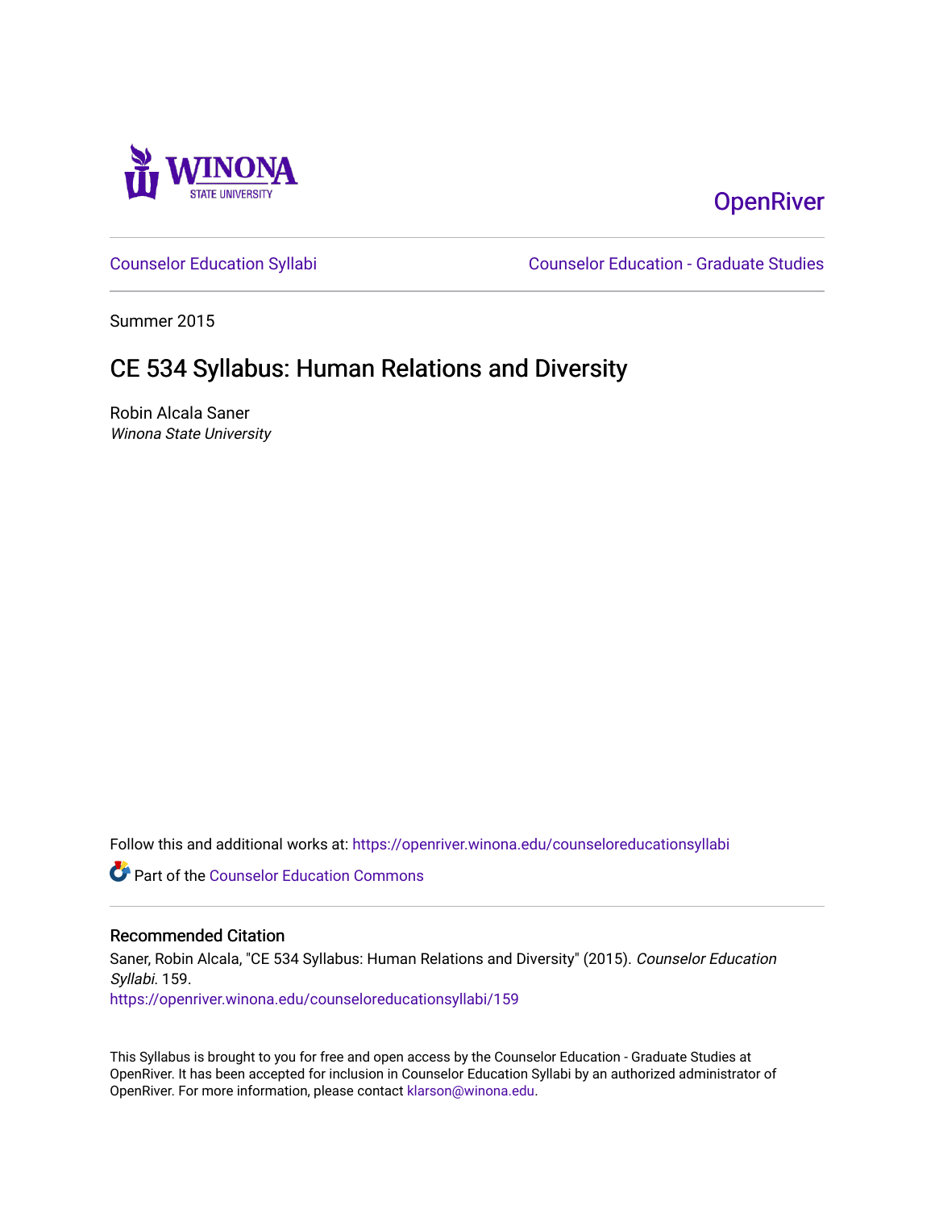Winona State University

OpenRiver

Counselor Education Syllabi | Counselor Education - Graduate Studies

Summer 2015

# CE 534 Syllabus: Human Relations and Diversity

Robin Alcala Saner
*Winona State University*

Follow this and additional works at: https://openriver.winona.edu/counseloreducationsyllabi

Part of the Counselor Education Commons

## Recommended Citation

Saner, Robin Alcala, "CE 534 Syllabus: Human Relations and Diversity" (2015). *Counselor Education Syllabi*. 159.
https://openriver.winona.edu/counseloreducationsyllabi/159

This Syllabus is brought to you for free and open access by the Counselor Education - Graduate Studies at OpenRiver. It has been accepted for inclusion in Counselor Education Syllabi by an authorized administrator of OpenRiver. For more information, please contact klarson@winona.edu.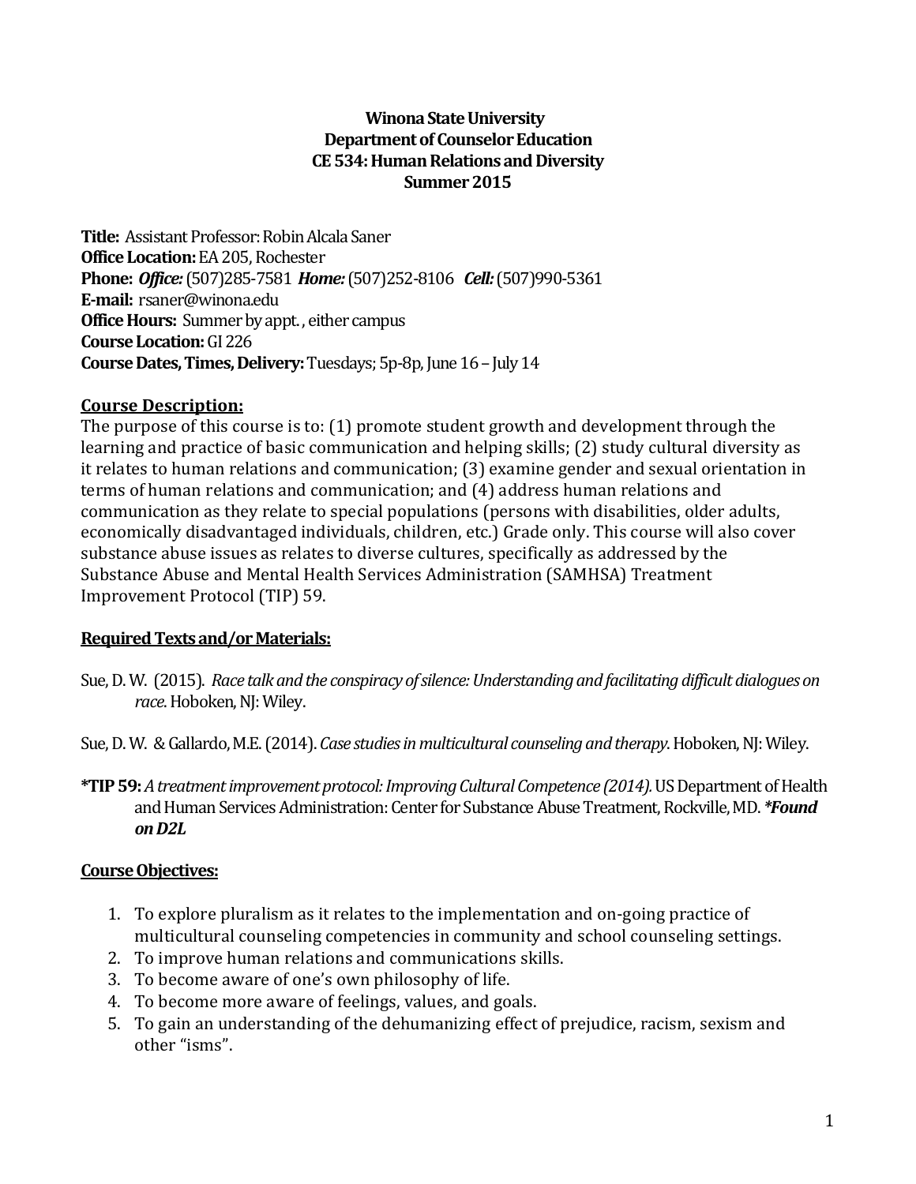**Winona State University**
**Department of Counselor Education**
**CE 534: Human Relations and Diversity**
**Summer 2015**

**Title:** Assistant Professor: Robin Alcala Saner
**Office Location:** EA 205, Rochester
**Phone:** ***Office:*** (507)285-7581 ***Home:*** (507)252-8106 ***Cell:*** (507)990-5361
**E-mail:** rsaner@winona.edu
**Office Hours:** Summer by appt. , either campus
**Course Location:** GI 226
**Course Dates, Times, Delivery:** Tuesdays; 5p-8p, June 16 – July 14

## Course Description:

The purpose of this course is to: (1) promote student growth and development through the learning and practice of basic communication and helping skills; (2) study cultural diversity as it relates to human relations and communication; (3) examine gender and sexual orientation in terms of human relations and communication; and (4) address human relations and communication as they relate to special populations (persons with disabilities, older adults, economically disadvantaged individuals, children, etc.) Grade only. This course will also cover substance abuse issues as relates to diverse cultures, specifically as addressed by the Substance Abuse and Mental Health Services Administration (SAMHSA) Treatment Improvement Protocol (TIP) 59.

## Required Texts and/or Materials:

Sue, D. W. (2015). *Race talk and the conspiracy of silence: Understanding and facilitating difficult dialogues on race*. Hoboken, NJ: Wiley.

Sue, D. W. & Gallardo, M.E. (2014). *Case studies in multicultural counseling and therapy*. Hoboken, NJ: Wiley.

**\*TIP 59:** *A treatment improvement protocol: Improving Cultural Competence (2014).* US Department of Health and Human Services Administration: Center for Substance Abuse Treatment, Rockville, MD. ***\*Found on D2L***

## Course Objectives:

1. To explore pluralism as it relates to the implementation and on-going practice of multicultural counseling competencies in community and school counseling settings.
2. To improve human relations and communications skills.
3. To become aware of one's own philosophy of life.
4. To become more aware of feelings, values, and goals.
5. To gain an understanding of the dehumanizing effect of prejudice, racism, sexism and other "isms".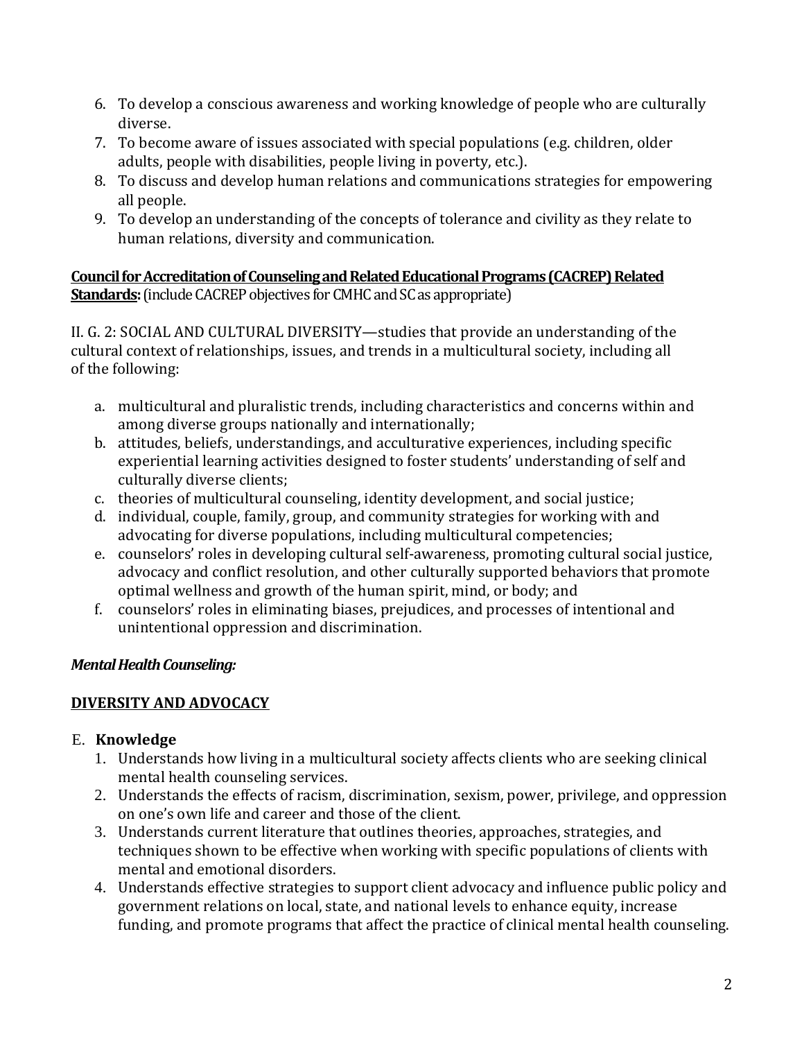6. To develop a conscious awareness and working knowledge of people who are culturally diverse.
7. To become aware of issues associated with special populations (e.g. children, older adults, people with disabilities, people living in poverty, etc.).
8. To discuss and develop human relations and communications strategies for empowering all people.
9. To develop an understanding of the concepts of tolerance and civility as they relate to human relations, diversity and communication.

**Council for Accreditation of Counseling and Related Educational Programs (CACREP) Related Standards:** (include CACREP objectives for CMHC and SC as appropriate)

II. G. 2: SOCIAL AND CULTURAL DIVERSITY—studies that provide an understanding of the cultural context of relationships, issues, and trends in a multicultural society, including all of the following:

a. multicultural and pluralistic trends, including characteristics and concerns within and among diverse groups nationally and internationally;
b. attitudes, beliefs, understandings, and acculturative experiences, including specific experiential learning activities designed to foster students' understanding of self and culturally diverse clients;
c. theories of multicultural counseling, identity development, and social justice;
d. individual, couple, family, group, and community strategies for working with and advocating for diverse populations, including multicultural competencies;
e. counselors' roles in developing cultural self-awareness, promoting cultural social justice, advocacy and conflict resolution, and other culturally supported behaviors that promote optimal wellness and growth of the human spirit, mind, or body; and
f. counselors' roles in eliminating biases, prejudices, and processes of intentional and unintentional oppression and discrimination.

***Mental Health Counseling:***

**DIVERSITY AND ADVOCACY**

E. **Knowledge**
1. Understands how living in a multicultural society affects clients who are seeking clinical mental health counseling services.
2. Understands the effects of racism, discrimination, sexism, power, privilege, and oppression on one's own life and career and those of the client.
3. Understands current literature that outlines theories, approaches, strategies, and techniques shown to be effective when working with specific populations of clients with mental and emotional disorders.
4. Understands effective strategies to support client advocacy and influence public policy and government relations on local, state, and national levels to enhance equity, increase funding, and promote programs that affect the practice of clinical mental health counseling.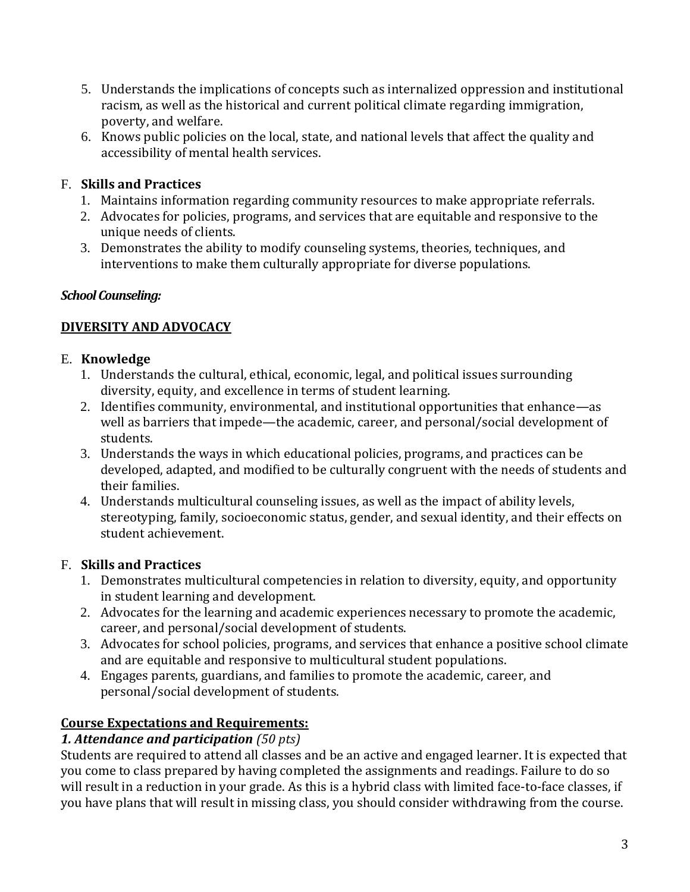5. Understands the implications of concepts such as internalized oppression and institutional racism, as well as the historical and current political climate regarding immigration, poverty, and welfare.
6. Knows public policies on the local, state, and national levels that affect the quality and accessibility of mental health services.

F. **Skills and Practices**
1. Maintains information regarding community resources to make appropriate referrals.
2. Advocates for policies, programs, and services that are equitable and responsive to the unique needs of clients.
3. Demonstrates the ability to modify counseling systems, theories, techniques, and interventions to make them culturally appropriate for diverse populations.

***School Counseling:***

**DIVERSITY AND ADVOCACY**

E. **Knowledge**
1. Understands the cultural, ethical, economic, legal, and political issues surrounding diversity, equity, and excellence in terms of student learning.
2. Identifies community, environmental, and institutional opportunities that enhance—as well as barriers that impede—the academic, career, and personal/social development of students.
3. Understands the ways in which educational policies, programs, and practices can be developed, adapted, and modified to be culturally congruent with the needs of students and their families.
4. Understands multicultural counseling issues, as well as the impact of ability levels, stereotyping, family, socioeconomic status, gender, and sexual identity, and their effects on student achievement.

F. **Skills and Practices**
1. Demonstrates multicultural competencies in relation to diversity, equity, and opportunity in student learning and development.
2. Advocates for the learning and academic experiences necessary to promote the academic, career, and personal/social development of students.
3. Advocates for school policies, programs, and services that enhance a positive school climate and are equitable and responsive to multicultural student populations.
4. Engages parents, guardians, and families to promote the academic, career, and personal/social development of students.

**Course Expectations and Requirements:**

***1. Attendance and participation*** *(50 pts)*

Students are required to attend all classes and be an active and engaged learner. It is expected that you come to class prepared by having completed the assignments and readings. Failure to do so will result in a reduction in your grade. As this is a hybrid class with limited face-to-face classes, if you have plans that will result in missing class, you should consider withdrawing from the course.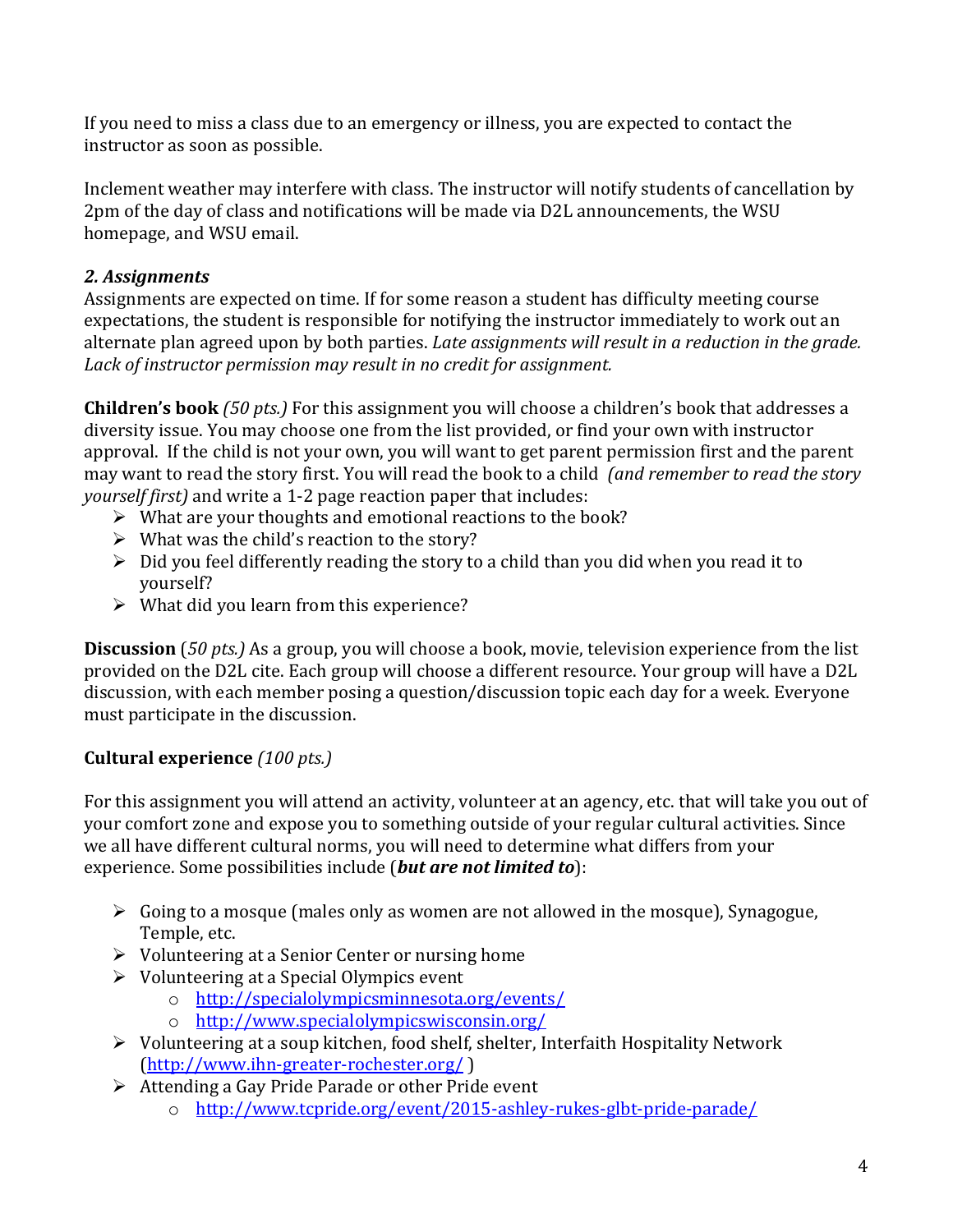If you need to miss a class due to an emergency or illness, you are expected to contact the instructor as soon as possible.

Inclement weather may interfere with class. The instructor will notify students of cancellation by 2pm of the day of class and notifications will be made via D2L announcements, the WSU homepage, and WSU email.

### *2. Assignments*

Assignments are expected on time. If for some reason a student has difficulty meeting course expectations, the student is responsible for notifying the instructor immediately to work out an alternate plan agreed upon by both parties. *Late assignments will result in a reduction in the grade. Lack of instructor permission may result in no credit for assignment.*

**Children's book** *(50 pts.)* For this assignment you will choose a children's book that addresses a diversity issue. You may choose one from the list provided, or find your own with instructor approval. If the child is not your own, you will want to get parent permission first and the parent may want to read the story first. You will read the book to a child *(and remember to read the story yourself first)* and write a 1-2 page reaction paper that includes:

- What are your thoughts and emotional reactions to the book?
- What was the child's reaction to the story?
- Did you feel differently reading the story to a child than you did when you read it to yourself?
- What did you learn from this experience?

**Discussion** (*50 pts.)* As a group, you will choose a book, movie, television experience from the list provided on the D2L cite. Each group will choose a different resource. Your group will have a D2L discussion, with each member posing a question/discussion topic each day for a week. Everyone must participate in the discussion.

**Cultural experience** *(100 pts.)*

For this assignment you will attend an activity, volunteer at an agency, etc. that will take you out of your comfort zone and expose you to something outside of your regular cultural activities. Since we all have different cultural norms, you will need to determine what differs from your experience. Some possibilities include (***but are not limited to***):

- Going to a mosque (males only as women are not allowed in the mosque), Synagogue, Temple, etc.
- Volunteering at a Senior Center or nursing home
- Volunteering at a Special Olympics event
  - http://specialolympicsminnesota.org/events/
  - http://www.specialolympicswisconsin.org/
- Volunteering at a soup kitchen, food shelf, shelter, Interfaith Hospitality Network (http://www.ihn-greater-rochester.org/ )
- Attending a Gay Pride Parade or other Pride event
  - http://www.tcpride.org/event/2015-ashley-rukes-glbt-pride-parade/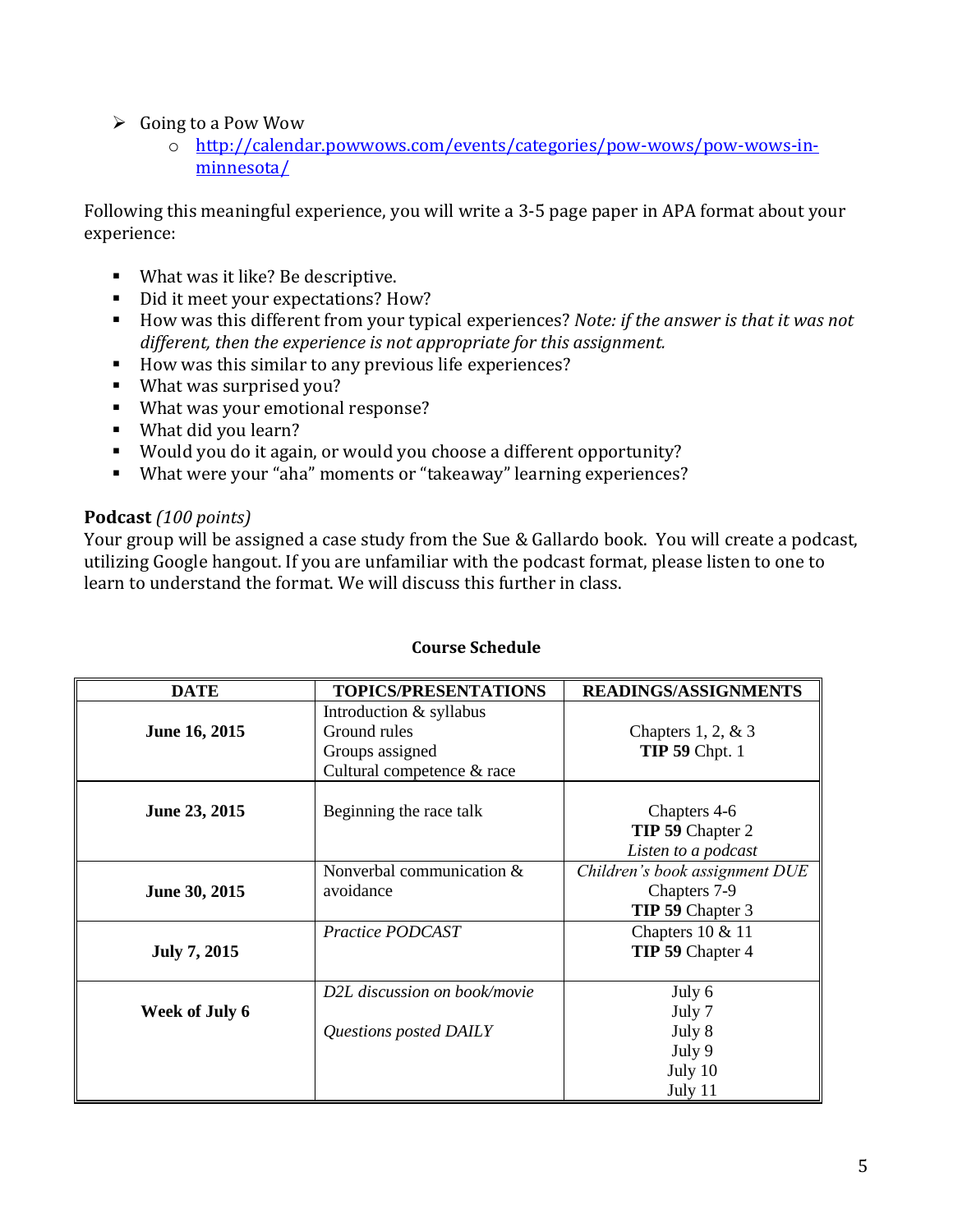- Going to a Pow Wow
    - [http://calendar.powwows.com/events/categories/pow-wows/pow-wows-in-minnesota/](http://calendar.powwows.com/events/categories/pow-wows/pow-wows-in-minnesota/)

Following this meaningful experience, you will write a 3-5 page paper in APA format about your experience:

- What was it like? Be descriptive.
- Did it meet your expectations? How?
- How was this different from your typical experiences? *Note: if the answer is that it was not different, then the experience is not appropriate for this assignment.*
- How was this similar to any previous life experiences?
- What was surprised you?
- What was your emotional response?
- What did you learn?
- Would you do it again, or would you choose a different opportunity?
- What were your "aha" moments or "takeaway" learning experiences?

**Podcast** *(100 points)*
Your group will be assigned a case study from the Sue & Gallardo book. You will create a podcast, utilizing Google hangout. If you are unfamiliar with the podcast format, please listen to one to learn to understand the format. We will discuss this further in class.

**Course Schedule**

| DATE | TOPICS/PRESENTATIONS | READINGS/ASSIGNMENTS |
|---|---|---|
| **June 16, 2015** | Introduction & syllabus<br>Ground rules<br>Groups assigned<br>Cultural competence & race | Chapters 1, 2, & 3<br>**TIP 59** Chpt. 1 |
| **June 23, 2015** | Beginning the race talk | Chapters 4-6<br>**TIP 59** Chapter 2<br>*Listen to a podcast* |
| **June 30, 2015** | Nonverbal communication & avoidance | *Children's book assignment DUE*<br>Chapters 7-9<br>**TIP 59** Chapter 3 |
| **July 7, 2015** | *Practice PODCAST* | Chapters 10 & 11<br>**TIP 59** Chapter 4 |
| **Week of July 6** | *D2L discussion on book/movie*<br><br>*Questions posted DAILY* | July 6<br>July 7<br>July 8<br>July 9<br>July 10<br>July 11 |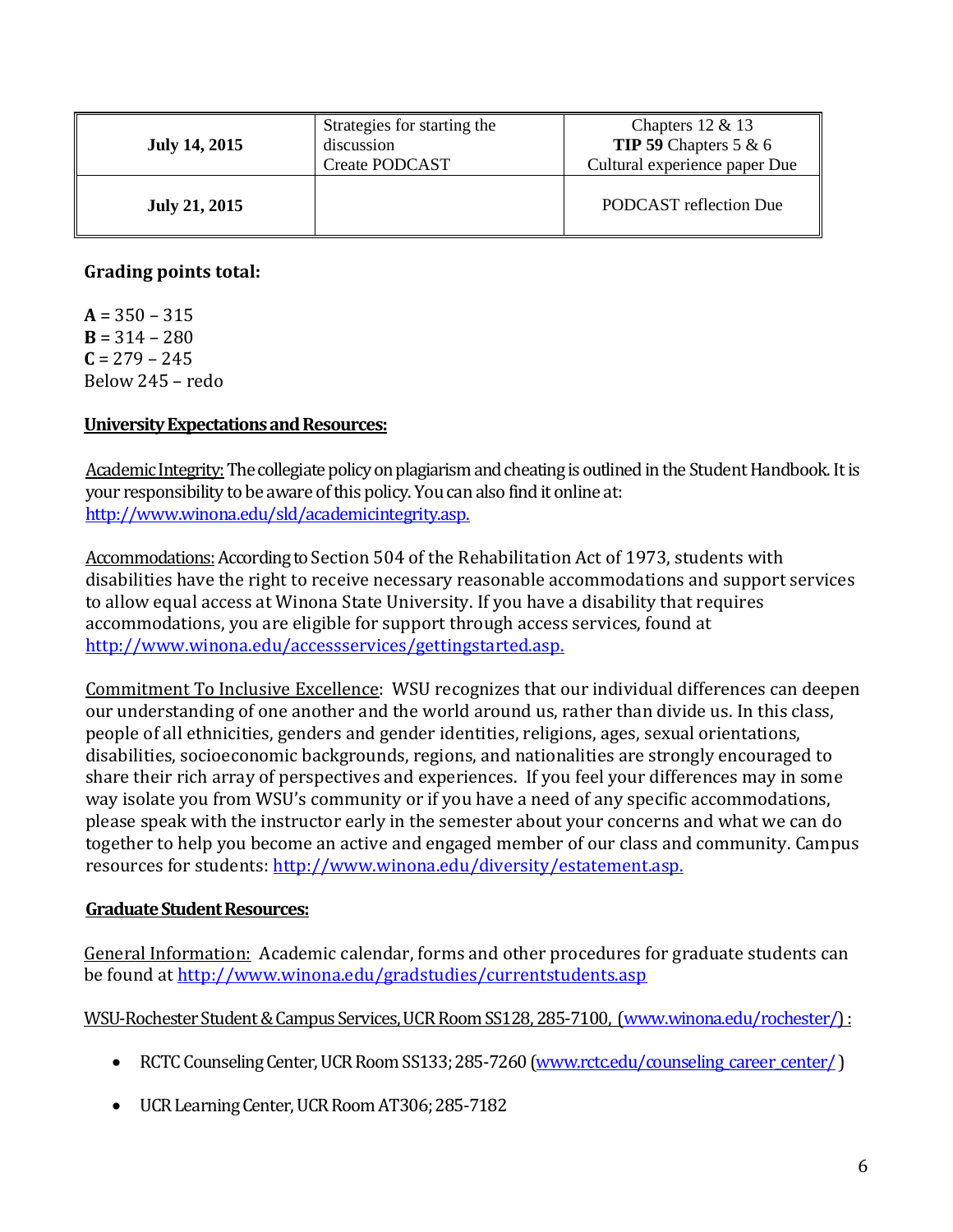| | | |
|---|---|---|
| **July 14, 2015** | Strategies for starting the discussion<br>Create PODCAST | Chapters 12 & 13<br>**TIP 59** Chapters 5 & 6<br>Cultural experience paper Due |
| **July 21, 2015** | | PODCAST reflection Due |

**Grading points total:**

**A** = 350 – 315
**B** = 314 – 280
**C** = 279 – 245
Below 245 – redo

**University Expectations and Resources:**

Academic Integrity: The collegiate policy on plagiarism and cheating is outlined in the Student Handbook. It is your responsibility to be aware of this policy. You can also find it online at: http://www.winona.edu/sld/academicintegrity.asp.

Accommodations: According to Section 504 of the Rehabilitation Act of 1973, students with disabilities have the right to receive necessary reasonable accommodations and support services to allow equal access at Winona State University. If you have a disability that requires accommodations, you are eligible for support through access services, found at http://www.winona.edu/accessservices/gettingstarted.asp.

Commitment To Inclusive Excellence: WSU recognizes that our individual differences can deepen our understanding of one another and the world around us, rather than divide us. In this class, people of all ethnicities, genders and gender identities, religions, ages, sexual orientations, disabilities, socioeconomic backgrounds, regions, and nationalities are strongly encouraged to share their rich array of perspectives and experiences. If you feel your differences may in some way isolate you from WSU's community or if you have a need of any specific accommodations, please speak with the instructor early in the semester about your concerns and what we can do together to help you become an active and engaged member of our class and community. Campus resources for students: http://www.winona.edu/diversity/estatement.asp.

**Graduate Student Resources:**

General Information: Academic calendar, forms and other procedures for graduate students can be found at http://www.winona.edu/gradstudies/currentstudents.asp

WSU-Rochester Student & Campus Services, UCR Room SS128, 285-7100, (www.winona.edu/rochester/):

- RCTC Counseling Center, UCR Room SS133; 285-7260 (www.rctc.edu/counseling_career_center/)
- UCR Learning Center, UCR Room AT306; 285-7182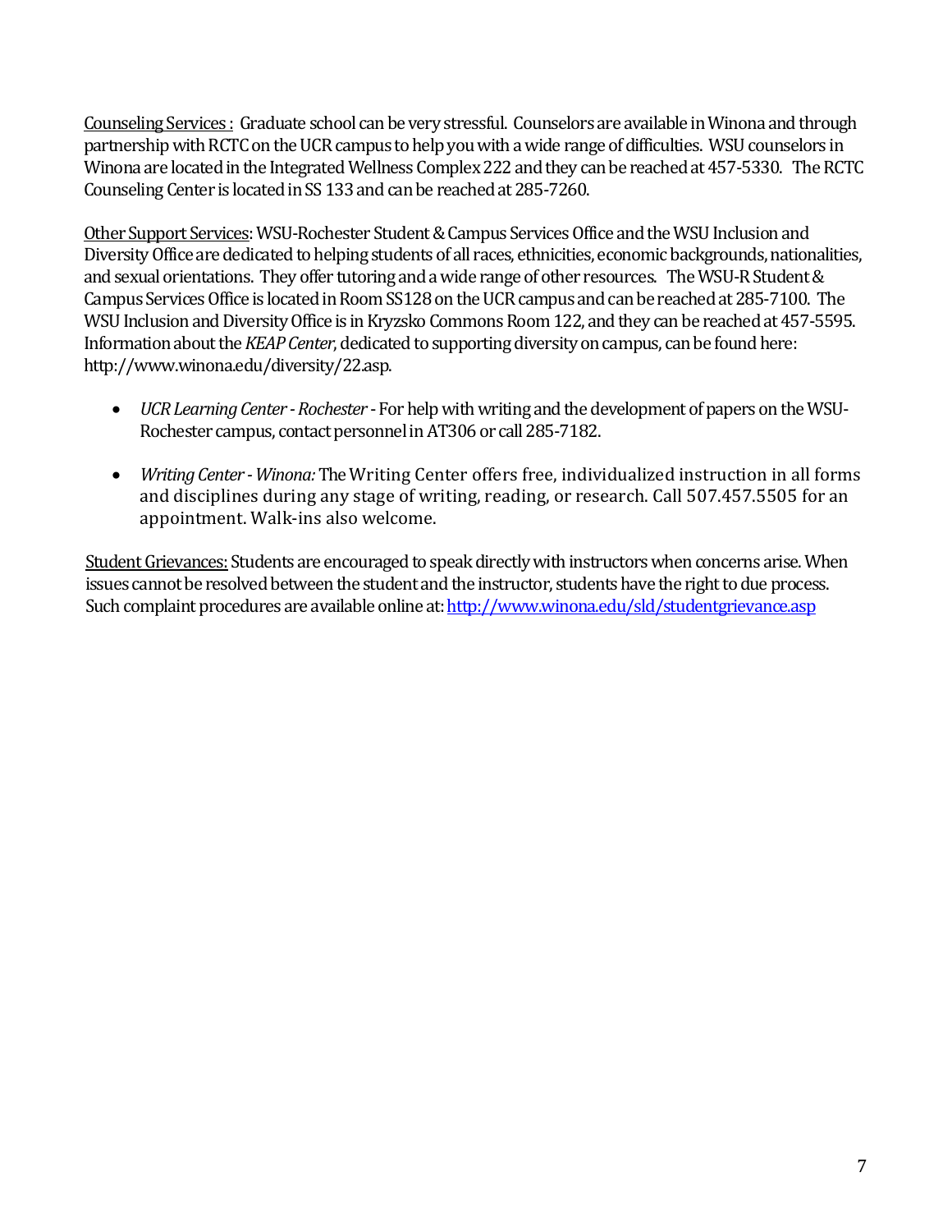Counseling Services : Graduate school can be very stressful. Counselors are available in Winona and through partnership with RCTC on the UCR campus to help you with a wide range of difficulties. WSU counselors in Winona are located in the Integrated Wellness Complex 222 and they can be reached at 457-5330. The RCTC Counseling Center is located in SS 133 and can be reached at 285-7260.

Other Support Services: WSU-Rochester Student & Campus Services Office and the WSU Inclusion and Diversity Office are dedicated to helping students of all races, ethnicities, economic backgrounds, nationalities, and sexual orientations. They offer tutoring and a wide range of other resources. The WSU-R Student & Campus Services Office is located in Room SS128 on the UCR campus and can be reached at 285-7100. The WSU Inclusion and Diversity Office is in Kryzsko Commons Room 122, and they can be reached at 457-5595. Information about the *KEAP Center*, dedicated to supporting diversity on campus, can be found here: http://www.winona.edu/diversity/22.asp.

- *UCR Learning Center - Rochester* - For help with writing and the development of papers on the WSU-Rochester campus, contact personnel in AT306 or call 285-7182.
- *Writing Center - Winona:* The Writing Center offers free, individualized instruction in all forms and disciplines during any stage of writing, reading, or research. Call 507.457.5505 for an appointment. Walk-ins also welcome.

Student Grievances: Students are encouraged to speak directly with instructors when concerns arise. When issues cannot be resolved between the student and the instructor, students have the right to due process. Such complaint procedures are available online at: [http://www.winona.edu/sld/studentgrievance.asp](http://www.winona.edu/sld/studentgrievance.asp)